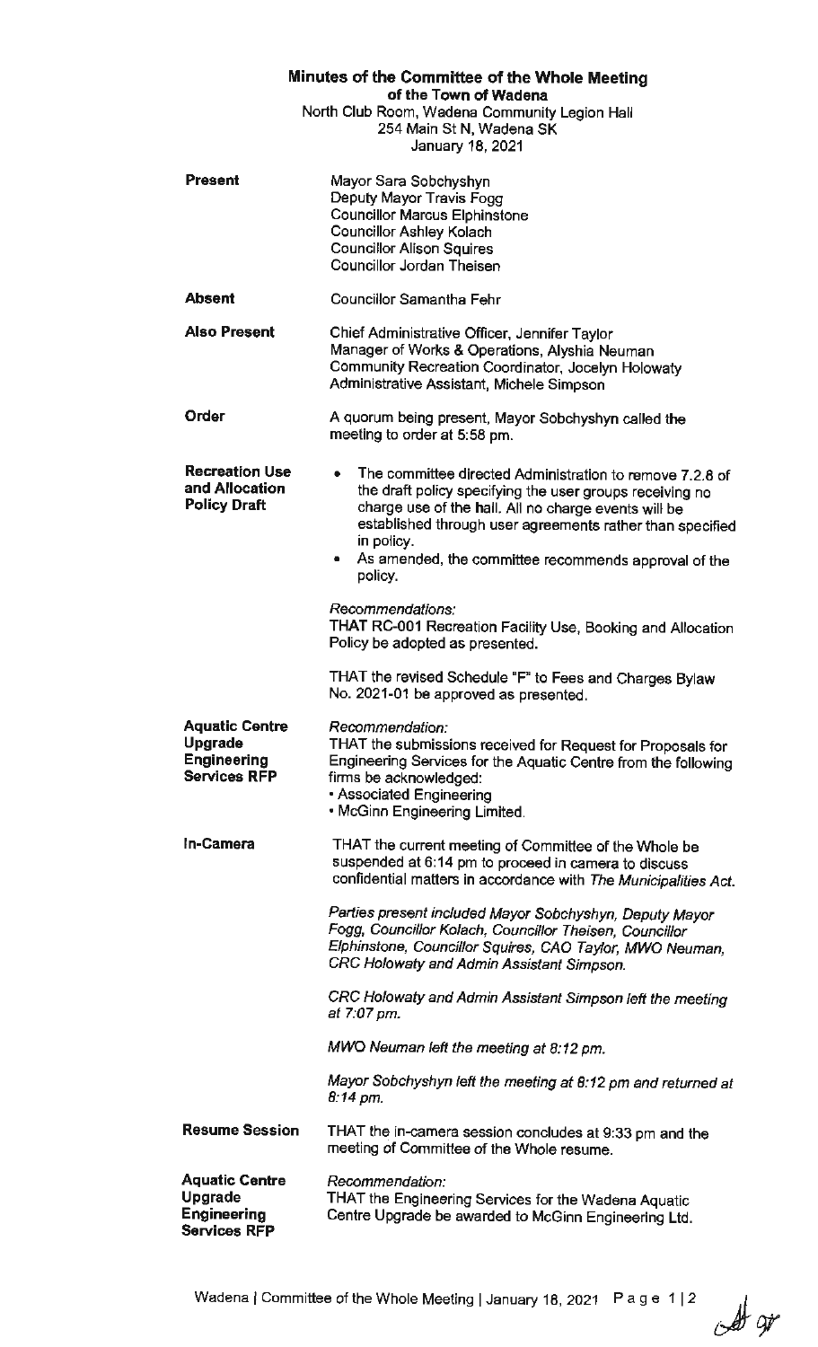# Minutes of the Committee of the Whole Meeting
## of the Town of Wadena

North Club Room, Wadena Community Legion Hall
254 Main St N, Wadena SK
January 18, 2021

**Present**

Mayor Sara Sobchyshyn
Deputy Mayor Travis Fogg
Councillor Marcus Elphinstone
Councillor Ashley Kolach
Councillor Allison Squires
Councillor Jordan Theisen

**Absent**

Councillor Samantha Fehr

**Also Present**

Chief Administrative Officer, Jennifer Taylor
Manager of Works & Operations, Alyshia Neuman
Community Recreation Coordinator, Jocelyn Holowaty
Administrative Assistant, Michele Simpson

**Order**

A quorum being present, Mayor Sobchyshyn called the meeting to order at 5:58 pm.

**Recreation Use and Allocation Policy Draft**

- The committee directed Administration to remove 7.2.8 of the draft policy specifying the user groups receiving no charge use of the hall. All no charge events will be established through user agreements rather than specified in policy.
- As amended, the committee recommends approval of the policy.

*Recommendations:*
THAT RC-001 Recreation Facility Use, Booking and Allocation Policy be adopted as presented.

THAT the revised Schedule "F" to Fees and Charges Bylaw No. 2021-01 be approved as presented.

**Aquatic Centre Upgrade Engineering Services RFP**

*Recommendation:*
THAT the submissions received for Request for Proposals for Engineering Services for the Aquatic Centre from the following firms be acknowledged:
- Associated Engineering
- McGinn Engineering Limited.

**In-Camera**

THAT the current meeting of Committee of the Whole be suspended at 6:14 pm to proceed in camera to discuss confidential matters in accordance with *The Municipalities Act*.

*Parties present included Mayor Sobchyshyn, Deputy Mayor Fogg, Councillor Kolach, Councillor Theisen, Councillor Elphinstone, Councillor Squires, CAO Taylor, MWO Neuman, CRC Holowaty and Admin Assistant Simpson.*

*CRC Holowaty and Admin Assistant Simpson left the meeting at 7:07 pm.*

*MWO Neuman left the meeting at 8:12 pm.*

*Mayor Sobchyshyn left the meeting at 8:12 pm and returned at 8:14 pm.*

**Resume Session**

THAT the in-camera session concludes at 9:33 pm and the meeting of Committee of the Whole resume.

**Aquatic Centre Upgrade Engineering Services RFP**

*Recommendation:*
THAT the Engineering Services for the Wadena Aquatic Centre Upgrade be awarded to McGinn Engineering Ltd.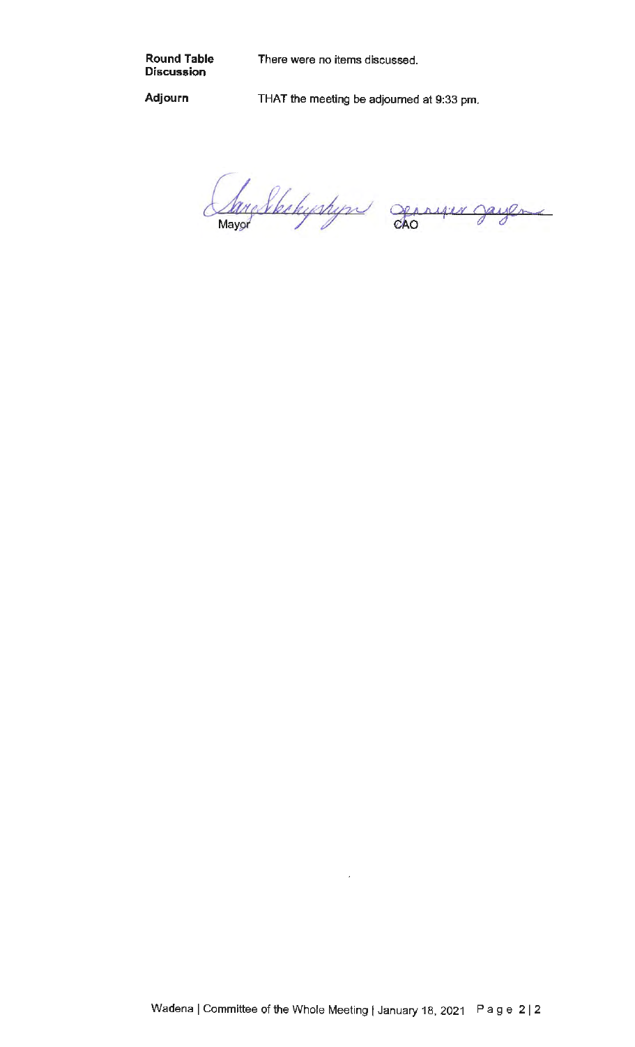**Round Table Discussion** There were no items discussed.

**Adjourn** THAT the meeting be adjourned at 9:33 pm.

Mayor

CAO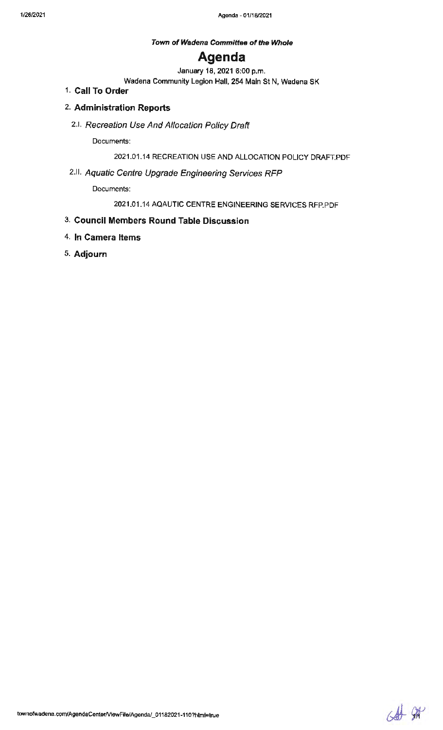*Town of Wadena Committee of the Whole*

# Agenda

January 18, 2021 6:00 p.m.

Wadena Community Legion Hall, 254 Main St N, Wadena SK

1. **Call To Order**

2. **Administration Reports**

   2.I. *Recreation Use And Allocation Policy Draft*

   Documents:

   2021.01.14 RECREATION USE AND ALLOCATION POLICY DRAFT.PDF

   2.II. *Aquatic Centre Upgrade Engineering Services RFP*

   Documents:

   2021.01.14 AQAUTIC CENTRE ENGINEERING SERVICES RFP.PDF

3. **Council Members Round Table Discussion**

4. **In Camera Items**

5. **Adjourn**